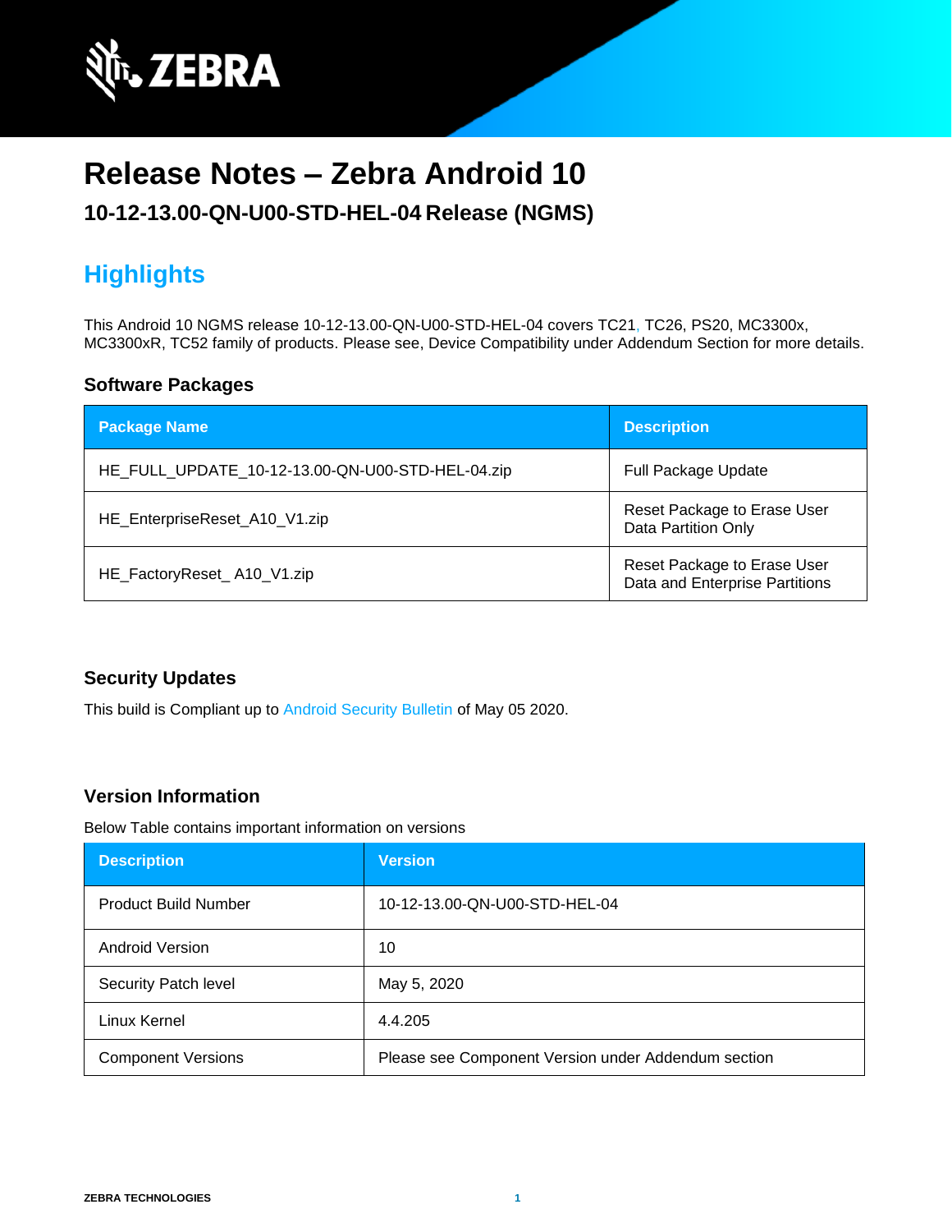# Release Notes – Zebra Android 10

### 10-12-13.00-QN-U00-STD-HEL-04 Release (NGMS)

## Highlights

This Android 10 NGMS release 10-12-13.00-QN-U00-STD-HEL-04 covers TC21, TC26, PS20, MC3300x, MC3300xR, TC52 family of products. Please see, Device Compatibility under Addendum Section for more details.

### Software Packages

| Package Name | Description |
|---|---|
| HE_FULL_UPDATE_10-12-13.00-QN-U00-STD-HEL-04.zip | Full Package Update |
| HE_EnterpriseReset_A10_V1.zip | Reset Package to Erase User Data Partition Only |
| HE_FactoryReset_ A10_V1.zip | Reset Package to Erase User Data and Enterprise Partitions |

### Security Updates

This build is Compliant up to Android Security Bulletin of May 05 2020.

### Version Information

Below Table contains important information on versions

| Description | Version |
|---|---|
| Product Build Number | 10-12-13.00-QN-U00-STD-HEL-04 |
| Android Version | 10 |
| Security Patch level | May 5, 2020 |
| Linux Kernel | 4.4.205 |
| Component Versions | Please see Component Version under Addendum section |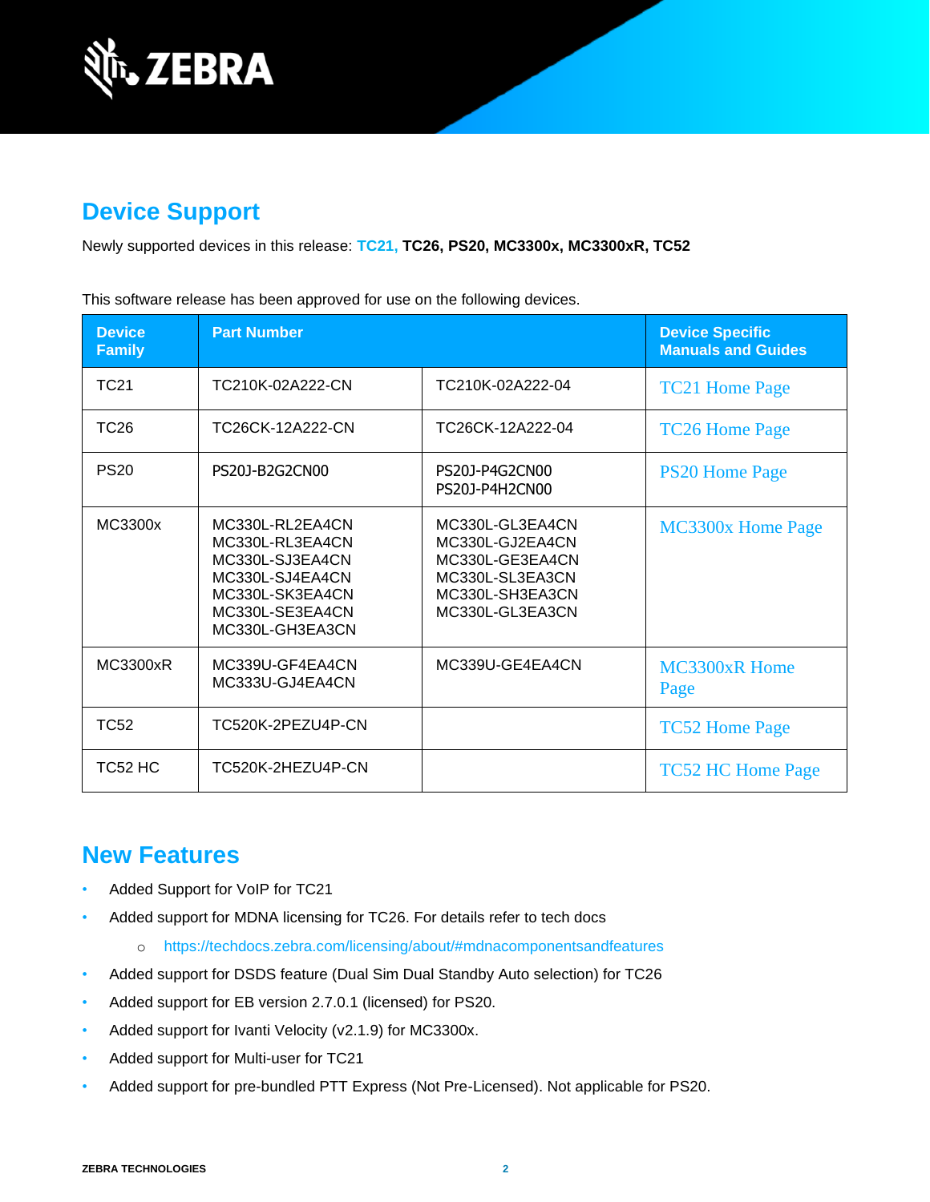## Device Support

Newly supported devices in this release: TC21, **TC26, PS20, MC3300x, MC3300xR, TC52**

This software release has been approved for use on the following devices.

| Device Family | Part Number | | Device Specific Manuals and Guides |
|---|---|---|---|
| TC21 | TC210K-02A222-CN | TC210K-02A222-04 | TC21 Home Page |
| TC26 | TC26CK-12A222-CN | TC26CK-12A222-04 | TC26 Home Page |
| PS20 | PS20J-B2G2CN00 | PS20J-P4G2CN00<br>PS20J-P4H2CN00 | PS20 Home Page |
| MC3300x | MC330L-RL2EA4CN<br>MC330L-RL3EA4CN<br>MC330L-SJ3EA4CN<br>MC330L-SJ4EA4CN<br>MC330L-SK3EA4CN<br>MC330L-SE3EA4CN<br>MC330L-GH3EA3CN | MC330L-GL3EA4CN<br>MC330L-GJ2EA4CN<br>MC330L-GE3EA4CN<br>MC330L-SL3EA3CN<br>MC330L-SH3EA3CN<br>MC330L-GL3EA3CN | MC3300x Home Page |
| MC3300xR | MC339U-GF4EA4CN<br>MC333U-GJ4EA4CN | MC339U-GE4EA4CN | MC3300xR Home Page |
| TC52 | TC520K-2PEZU4P-CN | | TC52 Home Page |
| TC52 HC | TC520K-2HEZU4P-CN | | TC52 HC Home Page |

## New Features

- Added Support for VoIP for TC21
- Added support for MDNA licensing for TC26. For details refer to tech docs
  - https://techdocs.zebra.com/licensing/about/#mdnacomponentsandfeatures
- Added support for DSDS feature (Dual Sim Dual Standby Auto selection) for TC26
- Added support for EB version 2.7.0.1 (licensed) for PS20.
- Added support for Ivanti Velocity (v2.1.9) for MC3300x.
- Added support for Multi-user for TC21
- Added support for pre-bundled PTT Express (Not Pre-Licensed). Not applicable for PS20.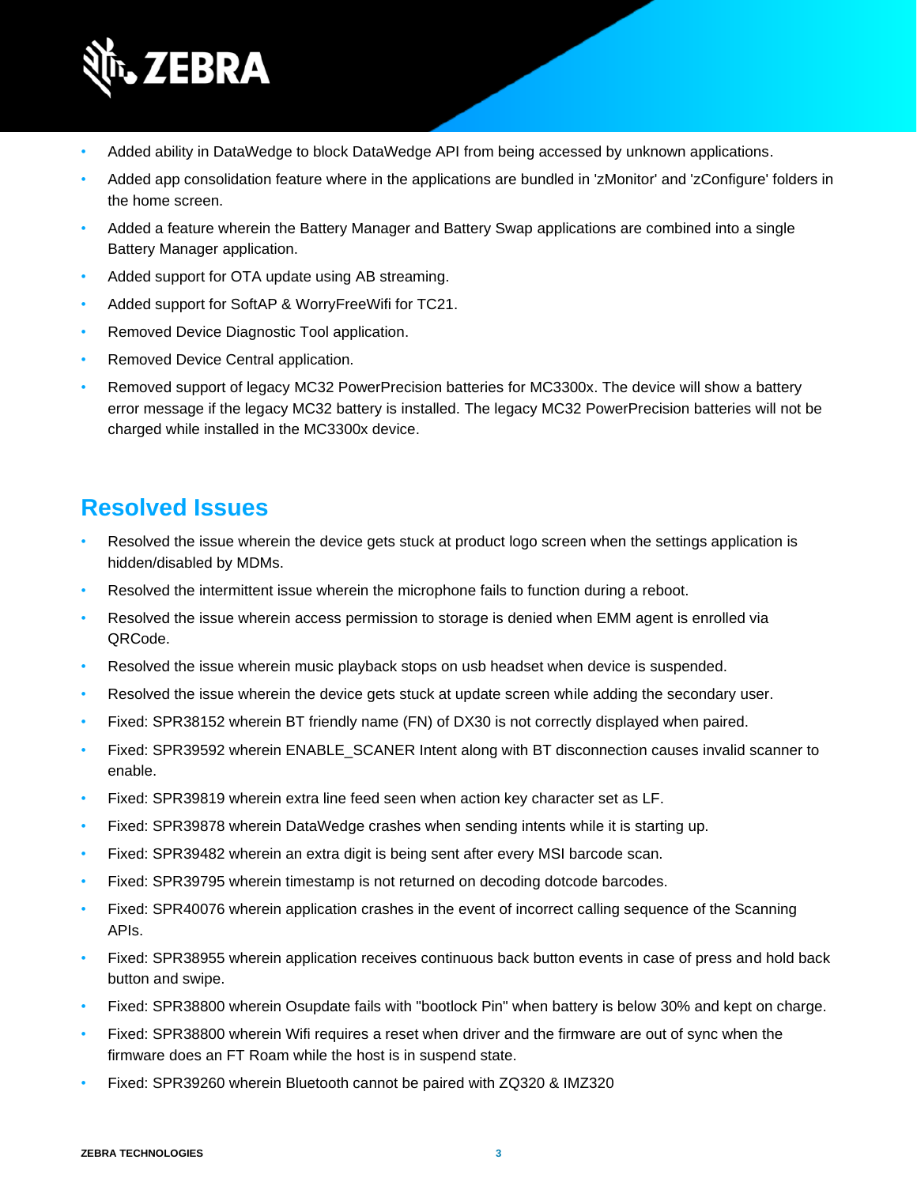- Added ability in DataWedge to block DataWedge API from being accessed by unknown applications.
- Added app consolidation feature where in the applications are bundled in 'zMonitor' and 'zConfigure' folders in the home screen.
- Added a feature wherein the Battery Manager and Battery Swap applications are combined into a single Battery Manager application.
- Added support for OTA update using AB streaming.
- Added support for SoftAP & WorryFreeWifi for TC21.
- Removed Device Diagnostic Tool application.
- Removed Device Central application.
- Removed support of legacy MC32 PowerPrecision batteries for MC3300x. The device will show a battery error message if the legacy MC32 battery is installed. The legacy MC32 PowerPrecision batteries will not be charged while installed in the MC3300x device.

## Resolved Issues

- Resolved the issue wherein the device gets stuck at product logo screen when the settings application is hidden/disabled by MDMs.
- Resolved the intermittent issue wherein the microphone fails to function during a reboot.
- Resolved the issue wherein access permission to storage is denied when EMM agent is enrolled via QRCode.
- Resolved the issue wherein music playback stops on usb headset when device is suspended.
- Resolved the issue wherein the device gets stuck at update screen while adding the secondary user.
- Fixed: SPR38152 wherein BT friendly name (FN) of DX30 is not correctly displayed when paired.
- Fixed: SPR39592 wherein ENABLE_SCANER Intent along with BT disconnection causes invalid scanner to enable.
- Fixed: SPR39819 wherein extra line feed seen when action key character set as LF.
- Fixed: SPR39878 wherein DataWedge crashes when sending intents while it is starting up.
- Fixed: SPR39482 wherein an extra digit is being sent after every MSI barcode scan.
- Fixed: SPR39795 wherein timestamp is not returned on decoding dotcode barcodes.
- Fixed: SPR40076 wherein application crashes in the event of incorrect calling sequence of the Scanning APIs.
- Fixed: SPR38955 wherein application receives continuous back button events in case of press and hold back button and swipe.
- Fixed: SPR38800 wherein Osupdate fails with "bootlock Pin" when battery is below 30% and kept on charge.
- Fixed: SPR38800 wherein Wifi requires a reset when driver and the firmware are out of sync when the firmware does an FT Roam while the host is in suspend state.
- Fixed: SPR39260 wherein Bluetooth cannot be paired with ZQ320 & IMZ320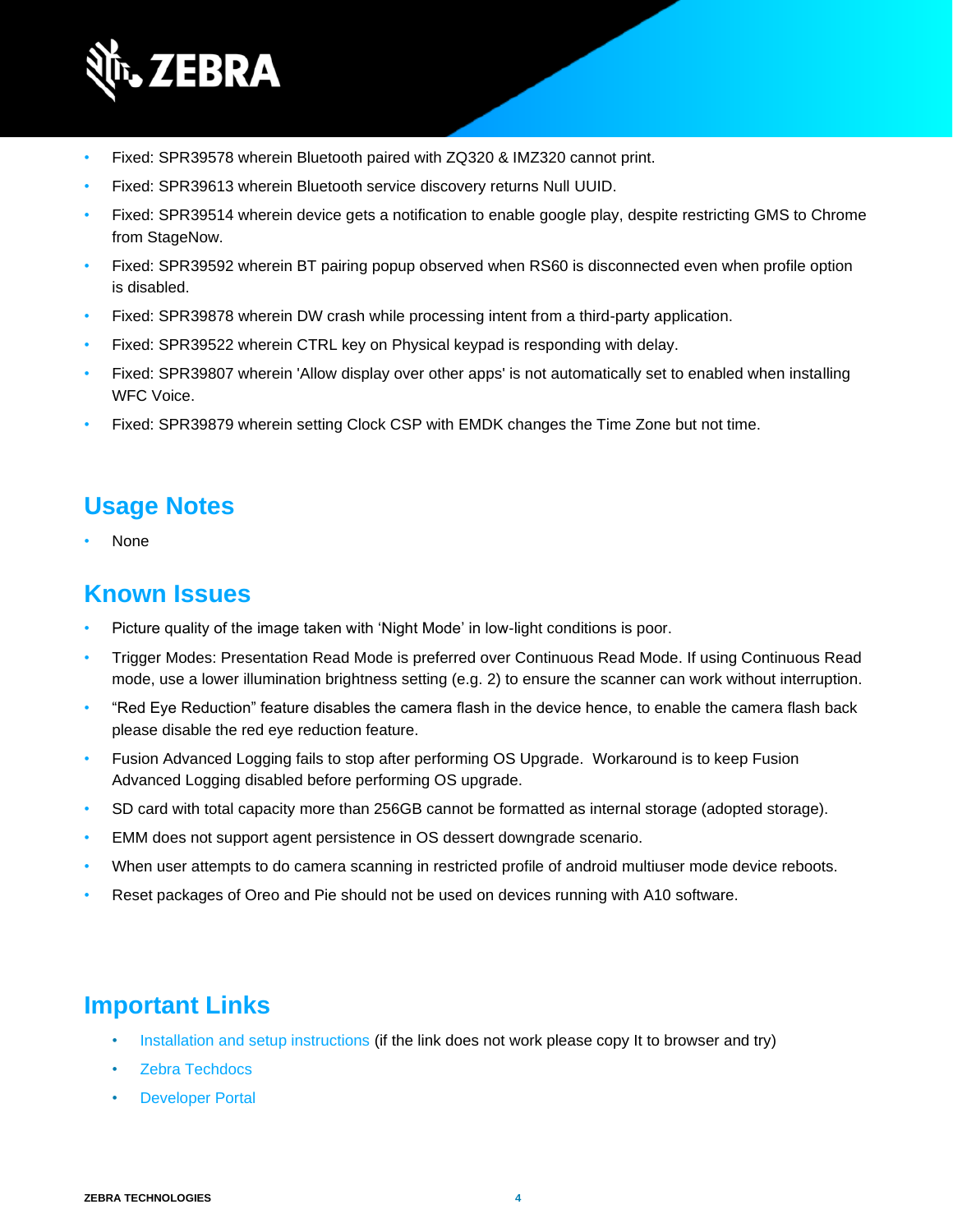- Fixed: SPR39578 wherein Bluetooth paired with ZQ320 & IMZ320 cannot print.
- Fixed: SPR39613 wherein Bluetooth service discovery returns Null UUID.
- Fixed: SPR39514 wherein device gets a notification to enable google play, despite restricting GMS to Chrome from StageNow.
- Fixed: SPR39592 wherein BT pairing popup observed when RS60 is disconnected even when profile option is disabled.
- Fixed: SPR39878 wherein DW crash while processing intent from a third-party application.
- Fixed: SPR39522 wherein CTRL key on Physical keypad is responding with delay.
- Fixed: SPR39807 wherein 'Allow display over other apps' is not automatically set to enabled when installing WFC Voice.
- Fixed: SPR39879 wherein setting Clock CSP with EMDK changes the Time Zone but not time.

## Usage Notes

- None

## Known Issues

- Picture quality of the image taken with 'Night Mode' in low-light conditions is poor.
- Trigger Modes: Presentation Read Mode is preferred over Continuous Read Mode. If using Continuous Read mode, use a lower illumination brightness setting (e.g. 2) to ensure the scanner can work without interruption.
- "Red Eye Reduction" feature disables the camera flash in the device hence, to enable the camera flash back please disable the red eye reduction feature.
- Fusion Advanced Logging fails to stop after performing OS Upgrade. Workaround is to keep Fusion Advanced Logging disabled before performing OS upgrade.
- SD card with total capacity more than 256GB cannot be formatted as internal storage (adopted storage).
- EMM does not support agent persistence in OS dessert downgrade scenario.
- When user attempts to do camera scanning in restricted profile of android multiuser mode device reboots.
- Reset packages of Oreo and Pie should not be used on devices running with A10 software.

## Important Links

- Installation and setup instructions (if the link does not work please copy It to browser and try)
- Zebra Techdocs
- Developer Portal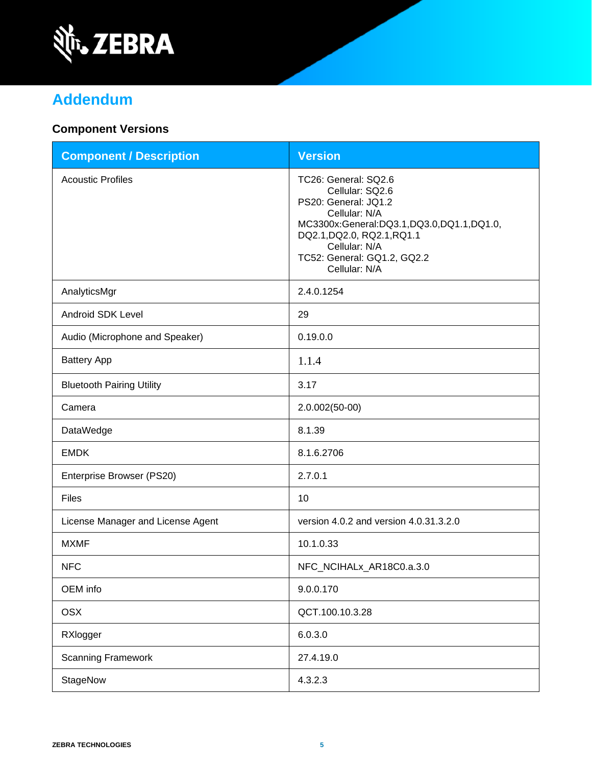# Addendum

## Component Versions

| Component / Description | Version |
|---|---|
| Acoustic Profiles | TC26: General: SQ2.6<br>Cellular: SQ2.6<br>PS20: General: JQ1.2<br>Cellular: N/A<br>MC3300x:General:DQ3.1,DQ3.0,DQ1.1,DQ1.0, DQ2.1,DQ2.0, RQ2.1,RQ1.1<br>Cellular: N/A<br>TC52: General: GQ1.2, GQ2.2<br>Cellular: N/A |
| AnalyticsMgr | 2.4.0.1254 |
| Android SDK Level | 29 |
| Audio (Microphone and Speaker) | 0.19.0.0 |
| Battery App | 1.1.4 |
| Bluetooth Pairing Utility | 3.17 |
| Camera | 2.0.002(50-00) |
| DataWedge | 8.1.39 |
| EMDK | 8.1.6.2706 |
| Enterprise Browser (PS20) | 2.7.0.1 |
| Files | 10 |
| License Manager and License Agent | version 4.0.2 and version 4.0.31.3.2.0 |
| MXMF | 10.1.0.33 |
| NFC | NFC_NCIHALx_AR18C0.a.3.0 |
| OEM info | 9.0.0.170 |
| OSX | QCT.100.10.3.28 |
| RXlogger | 6.0.3.0 |
| Scanning Framework | 27.4.19.0 |
| StageNow | 4.3.2.3 |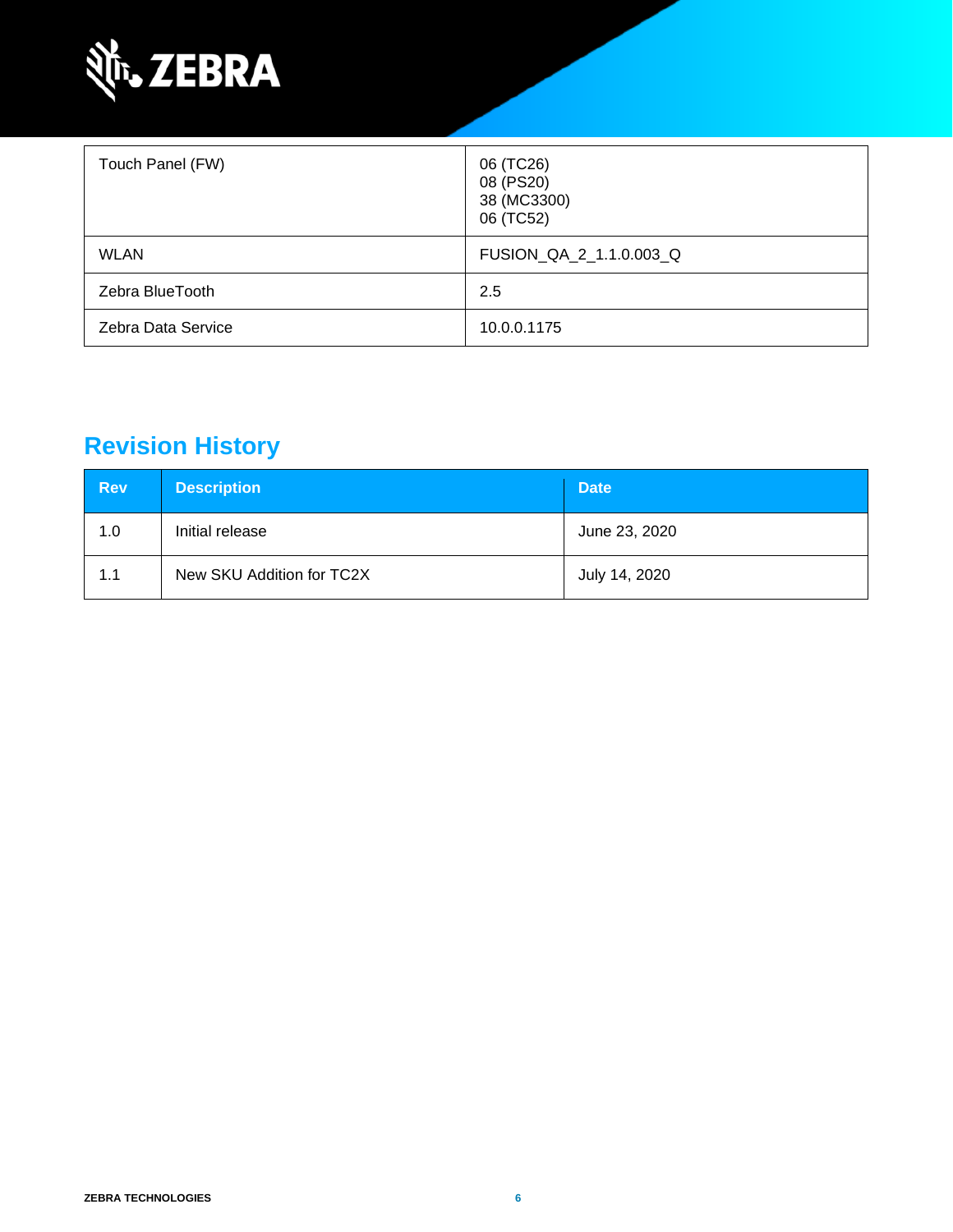| | |
|---|---|
| Touch Panel (FW) | 06 (TC26)<br>08 (PS20)<br>38 (MC3300)<br>06 (TC52) |
| WLAN | FUSION_QA_2_1.1.0.003_Q |
| Zebra BlueTooth | 2.5 |
| Zebra Data Service | 10.0.0.1175 |

## Revision History

| Rev | Description | Date |
|---|---|---|
| 1.0 | Initial release | June 23, 2020 |
| 1.1 | New SKU Addition for TC2X | July 14, 2020 |